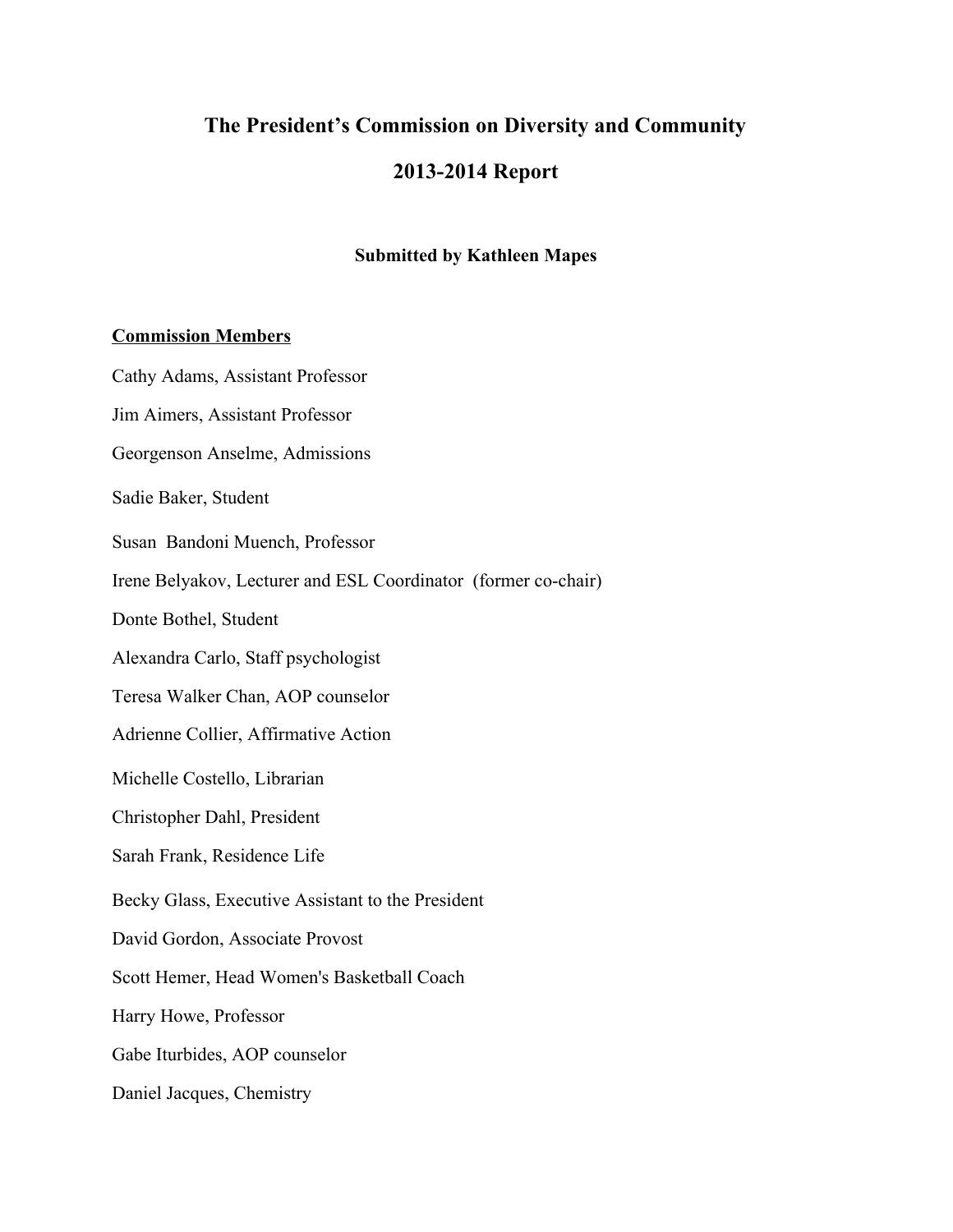# The President's Commission on Diversity and Community

# 2013-2014 Report

**Submitted by Kathleen Mapes**

**Commission Members**

Cathy Adams, Assistant Professor

Jim Aimers, Assistant Professor

Georgenson Anselme, Admissions

Sadie Baker, Student

Susan Bandoni Muench, Professor

Irene Belyakov, Lecturer and ESL Coordinator (former co-chair)

Donte Bothel, Student

Alexandra Carlo, Staff psychologist

Teresa Walker Chan, AOP counselor

Adrienne Collier, Affirmative Action

Michelle Costello, Librarian

Christopher Dahl, President

Sarah Frank, Residence Life

Becky Glass, Executive Assistant to the President

David Gordon, Associate Provost

Scott Hemer, Head Women's Basketball Coach

Harry Howe, Professor

Gabe Iturbides, AOP counselor

Daniel Jacques, Chemistry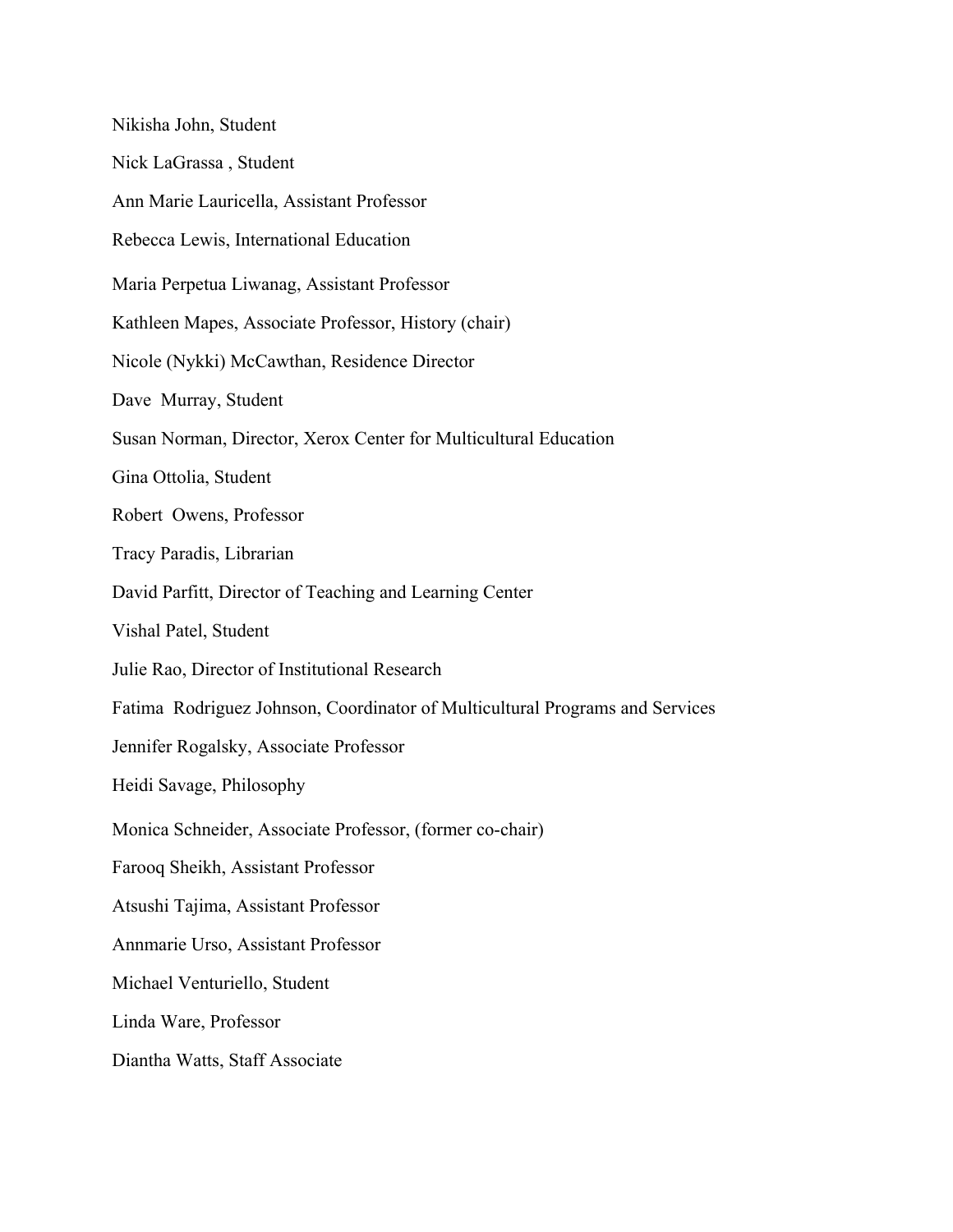Nikisha John, Student

Nick LaGrassa , Student

Ann Marie Lauricella, Assistant Professor

Rebecca Lewis, International Education

Maria Perpetua Liwanag, Assistant Professor

Kathleen Mapes, Associate Professor, History (chair)

Nicole (Nykki) McCawthan, Residence Director

Dave Murray, Student

Susan Norman, Director, Xerox Center for Multicultural Education

Gina Ottolia, Student

Robert Owens, Professor

Tracy Paradis, Librarian

David Parfitt, Director of Teaching and Learning Center

Vishal Patel, Student

Julie Rao, Director of Institutional Research

Fatima Rodriguez Johnson, Coordinator of Multicultural Programs and Services

Jennifer Rogalsky, Associate Professor

Heidi Savage, Philosophy

Monica Schneider, Associate Professor, (former co-chair)

Farooq Sheikh, Assistant Professor

Atsushi Tajima, Assistant Professor

Annmarie Urso, Assistant Professor

Michael Venturiello, Student

Linda Ware, Professor

Diantha Watts, Staff Associate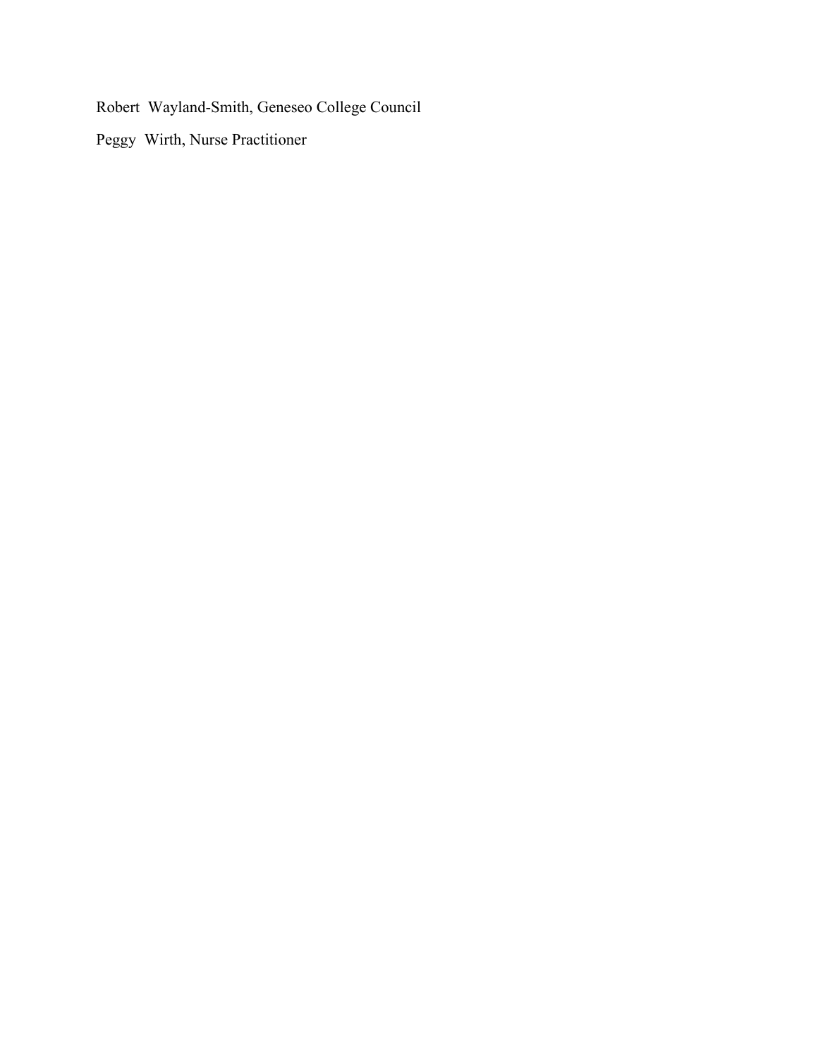Robert Wayland-Smith, Geneseo College Council

Peggy Wirth, Nurse Practitioner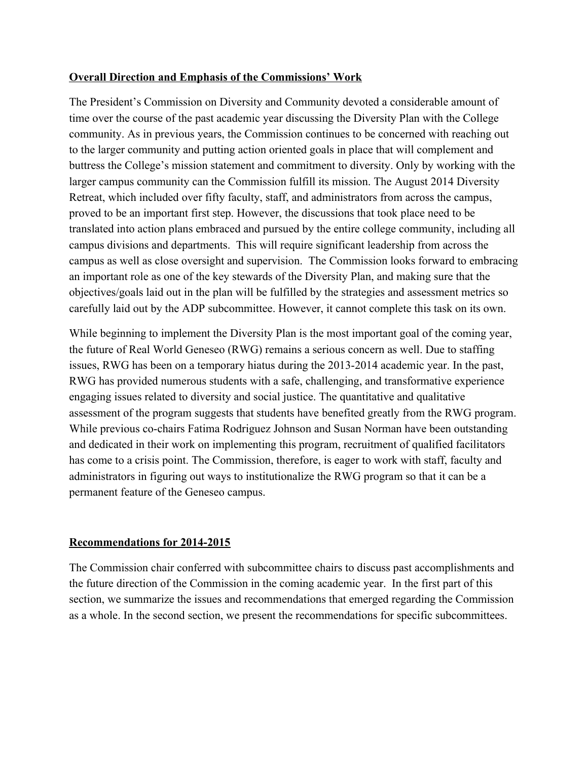**Overall Direction and Emphasis of the Commissions' Work**

The President's Commission on Diversity and Community devoted a considerable amount of time over the course of the past academic year discussing the Diversity Plan with the College community. As in previous years, the Commission continues to be concerned with reaching out to the larger community and putting action oriented goals in place that will complement and buttress the College's mission statement and commitment to diversity. Only by working with the larger campus community can the Commission fulfill its mission. The August 2014 Diversity Retreat, which included over fifty faculty, staff, and administrators from across the campus, proved to be an important first step. However, the discussions that took place need to be translated into action plans embraced and pursued by the entire college community, including all campus divisions and departments. This will require significant leadership from across the campus as well as close oversight and supervision. The Commission looks forward to embracing an important role as one of the key stewards of the Diversity Plan, and making sure that the objectives/goals laid out in the plan will be fulfilled by the strategies and assessment metrics so carefully laid out by the ADP subcommittee. However, it cannot complete this task on its own.

While beginning to implement the Diversity Plan is the most important goal of the coming year, the future of Real World Geneseo (RWG) remains a serious concern as well. Due to staffing issues, RWG has been on a temporary hiatus during the 2013-2014 academic year. In the past, RWG has provided numerous students with a safe, challenging, and transformative experience engaging issues related to diversity and social justice. The quantitative and qualitative assessment of the program suggests that students have benefited greatly from the RWG program. While previous co-chairs Fatima Rodriguez Johnson and Susan Norman have been outstanding and dedicated in their work on implementing this program, recruitment of qualified facilitators has come to a crisis point. The Commission, therefore, is eager to work with staff, faculty and administrators in figuring out ways to institutionalize the RWG program so that it can be a permanent feature of the Geneseo campus.

**Recommendations for 2014-2015**

The Commission chair conferred with subcommittee chairs to discuss past accomplishments and the future direction of the Commission in the coming academic year. In the first part of this section, we summarize the issues and recommendations that emerged regarding the Commission as a whole. In the second section, we present the recommendations for specific subcommittees.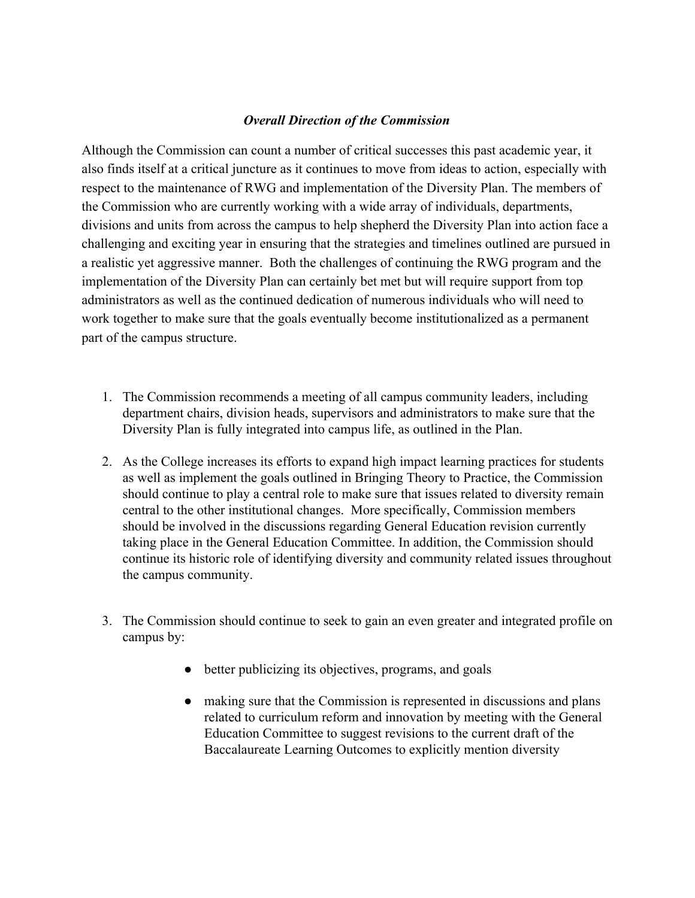### *Overall Direction of the Commission*

Although the Commission can count a number of critical successes this past academic year, it also finds itself at a critical juncture as it continues to move from ideas to action, especially with respect to the maintenance of RWG and implementation of the Diversity Plan. The members of the Commission who are currently working with a wide array of individuals, departments, divisions and units from across the campus to help shepherd the Diversity Plan into action face a challenging and exciting year in ensuring that the strategies and timelines outlined are pursued in a realistic yet aggressive manner. Both the challenges of continuing the RWG program and the implementation of the Diversity Plan can certainly bet met but will require support from top administrators as well as the continued dedication of numerous individuals who will need to work together to make sure that the goals eventually become institutionalized as a permanent part of the campus structure.

1. The Commission recommends a meeting of all campus community leaders, including department chairs, division heads, supervisors and administrators to make sure that the Diversity Plan is fully integrated into campus life, as outlined in the Plan.

2. As the College increases its efforts to expand high impact learning practices for students as well as implement the goals outlined in Bringing Theory to Practice, the Commission should continue to play a central role to make sure that issues related to diversity remain central to the other institutional changes. More specifically, Commission members should be involved in the discussions regarding General Education revision currently taking place in the General Education Committee. In addition, the Commission should continue its historic role of identifying diversity and community related issues throughout the campus community.

3. The Commission should continue to seek to gain an even greater and integrated profile on campus by:

    - better publicizing its objectives, programs, and goals
    - making sure that the Commission is represented in discussions and plans related to curriculum reform and innovation by meeting with the General Education Committee to suggest revisions to the current draft of the Baccalaureate Learning Outcomes to explicitly mention diversity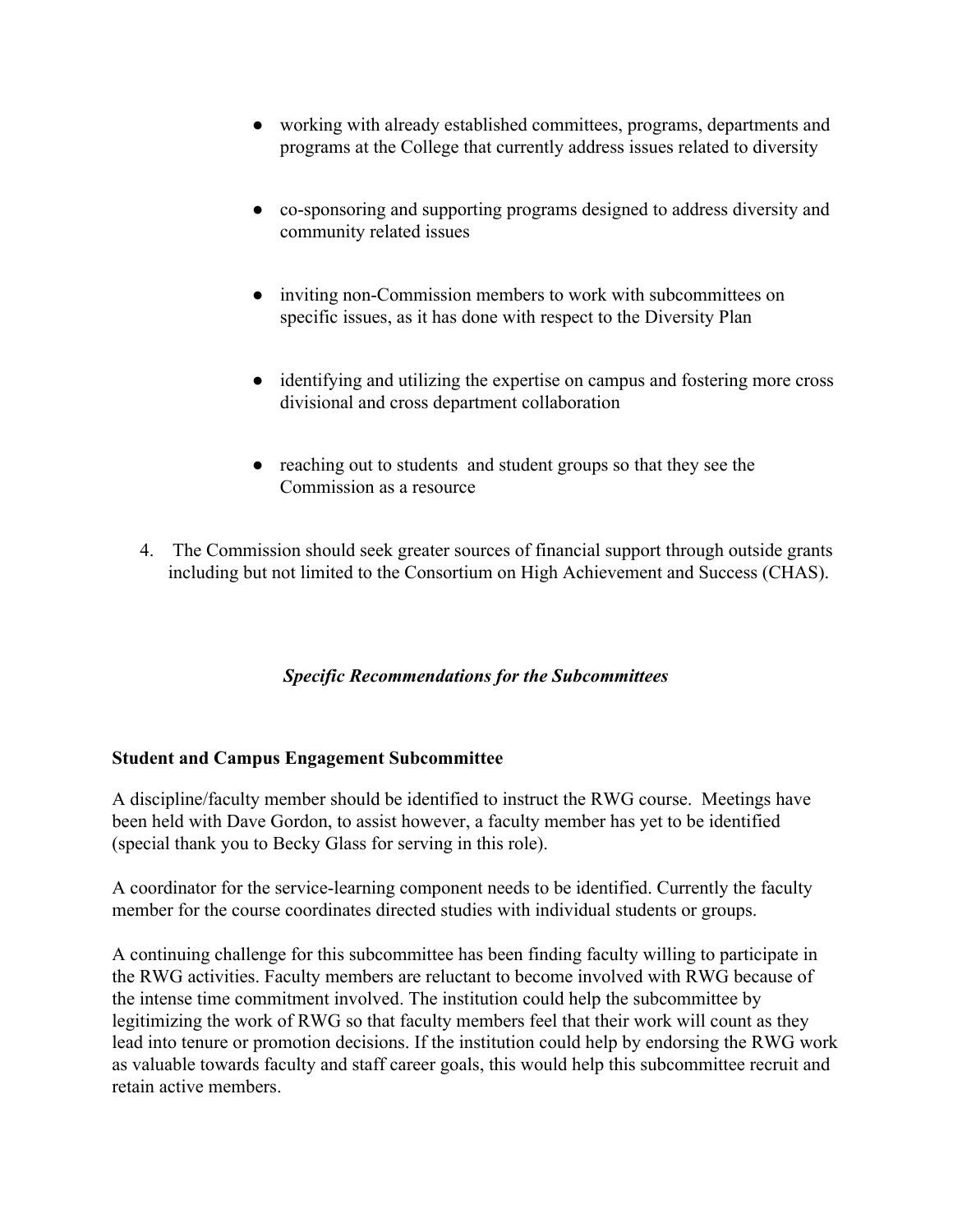- working with already established committees, programs, departments and programs at the College that currently address issues related to diversity

- co-sponsoring and supporting programs designed to address diversity and community related issues

- inviting non-Commission members to work with subcommittees on specific issues, as it has done with respect to the Diversity Plan

- identifying and utilizing the expertise on campus and fostering more cross divisional and cross department collaboration

- reaching out to students and student groups so that they see the Commission as a resource

4. The Commission should seek greater sources of financial support through outside grants including but not limited to the Consortium on High Achievement and Success (CHAS).

## *Specific Recommendations for the Subcommittees*

**Student and Campus Engagement Subcommittee**

A discipline/faculty member should be identified to instruct the RWG course. Meetings have been held with Dave Gordon, to assist however, a faculty member has yet to be identified (special thank you to Becky Glass for serving in this role).

A coordinator for the service-learning component needs to be identified. Currently the faculty member for the course coordinates directed studies with individual students or groups.

A continuing challenge for this subcommittee has been finding faculty willing to participate in the RWG activities. Faculty members are reluctant to become involved with RWG because of the intense time commitment involved. The institution could help the subcommittee by legitimizing the work of RWG so that faculty members feel that their work will count as they lead into tenure or promotion decisions. If the institution could help by endorsing the RWG work as valuable towards faculty and staff career goals, this would help this subcommittee recruit and retain active members.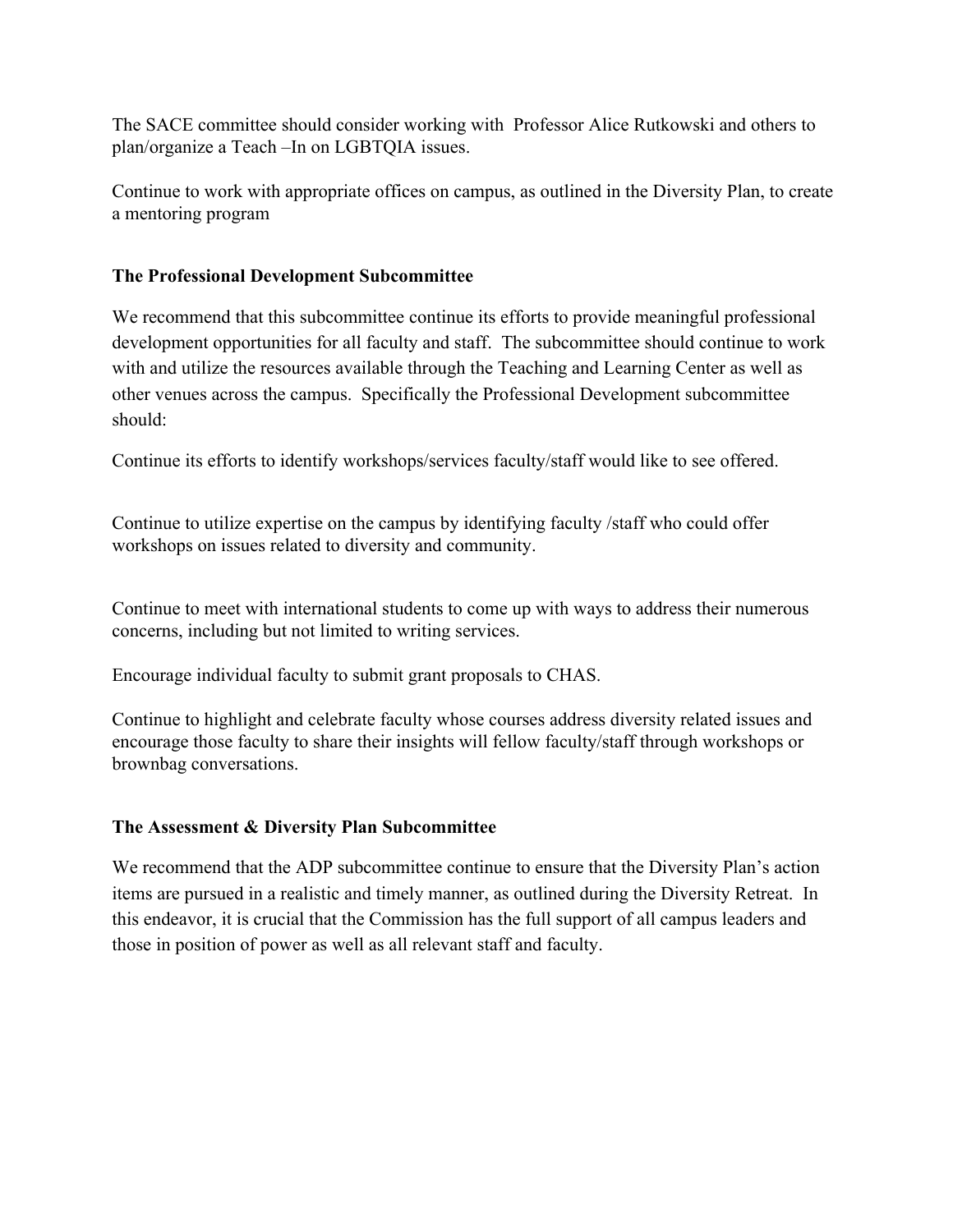The SACE committee should consider working with Professor Alice Rutkowski and others to plan/organize a Teach –In on LGBTQIA issues.

Continue to work with appropriate offices on campus, as outlined in the Diversity Plan, to create a mentoring program

**The Professional Development Subcommittee**

We recommend that this subcommittee continue its efforts to provide meaningful professional development opportunities for all faculty and staff. The subcommittee should continue to work with and utilize the resources available through the Teaching and Learning Center as well as other venues across the campus. Specifically the Professional Development subcommittee should:

Continue its efforts to identify workshops/services faculty/staff would like to see offered.

Continue to utilize expertise on the campus by identifying faculty /staff who could offer workshops on issues related to diversity and community.

Continue to meet with international students to come up with ways to address their numerous concerns, including but not limited to writing services.

Encourage individual faculty to submit grant proposals to CHAS.

Continue to highlight and celebrate faculty whose courses address diversity related issues and encourage those faculty to share their insights will fellow faculty/staff through workshops or brownbag conversations.

**The Assessment & Diversity Plan Subcommittee**

We recommend that the ADP subcommittee continue to ensure that the Diversity Plan's action items are pursued in a realistic and timely manner, as outlined during the Diversity Retreat. In this endeavor, it is crucial that the Commission has the full support of all campus leaders and those in position of power as well as all relevant staff and faculty.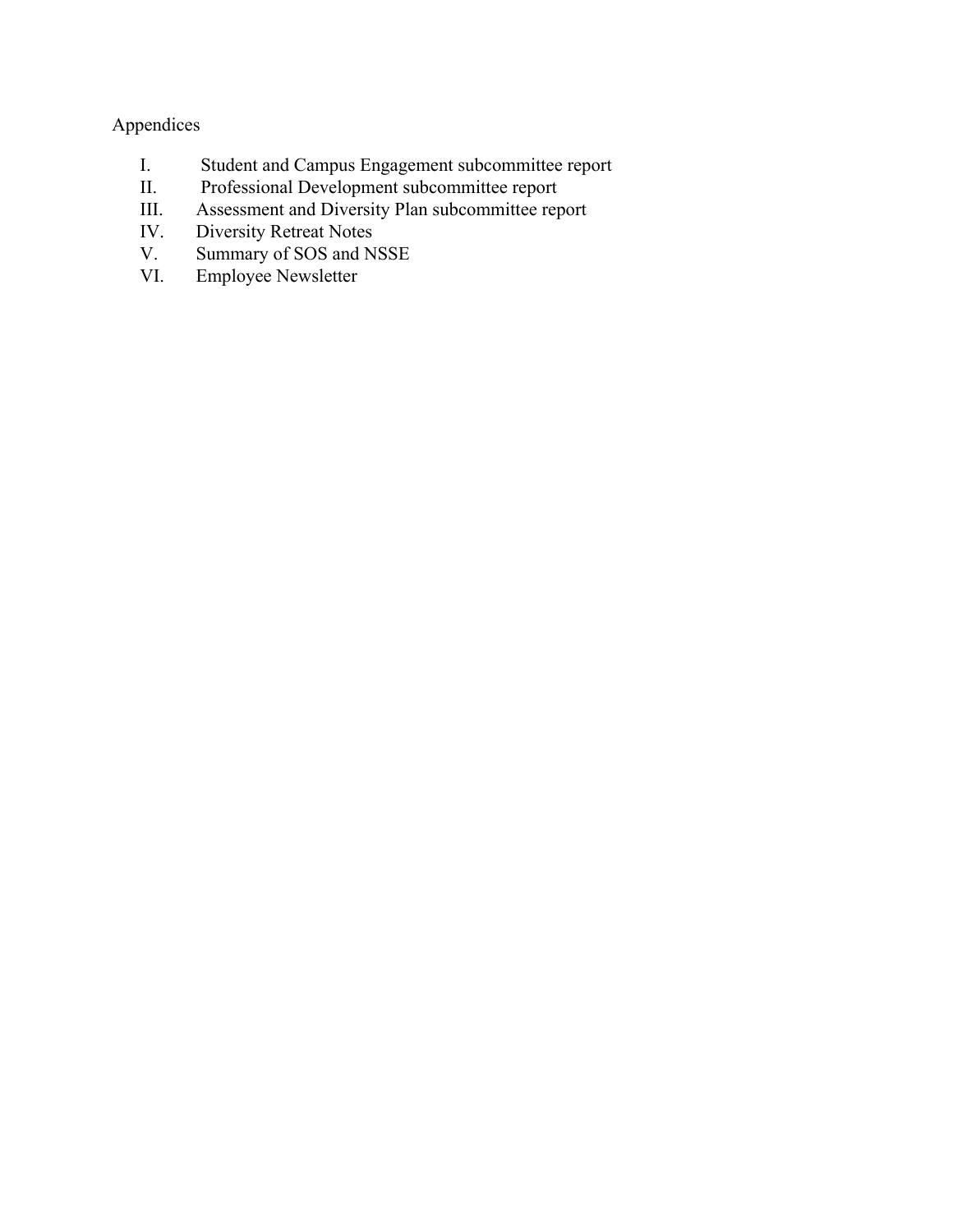Appendices

I. Student and Campus Engagement subcommittee report
II. Professional Development subcommittee report
III. Assessment and Diversity Plan subcommittee report
IV. Diversity Retreat Notes
V. Summary of SOS and NSSE
VI. Employee Newsletter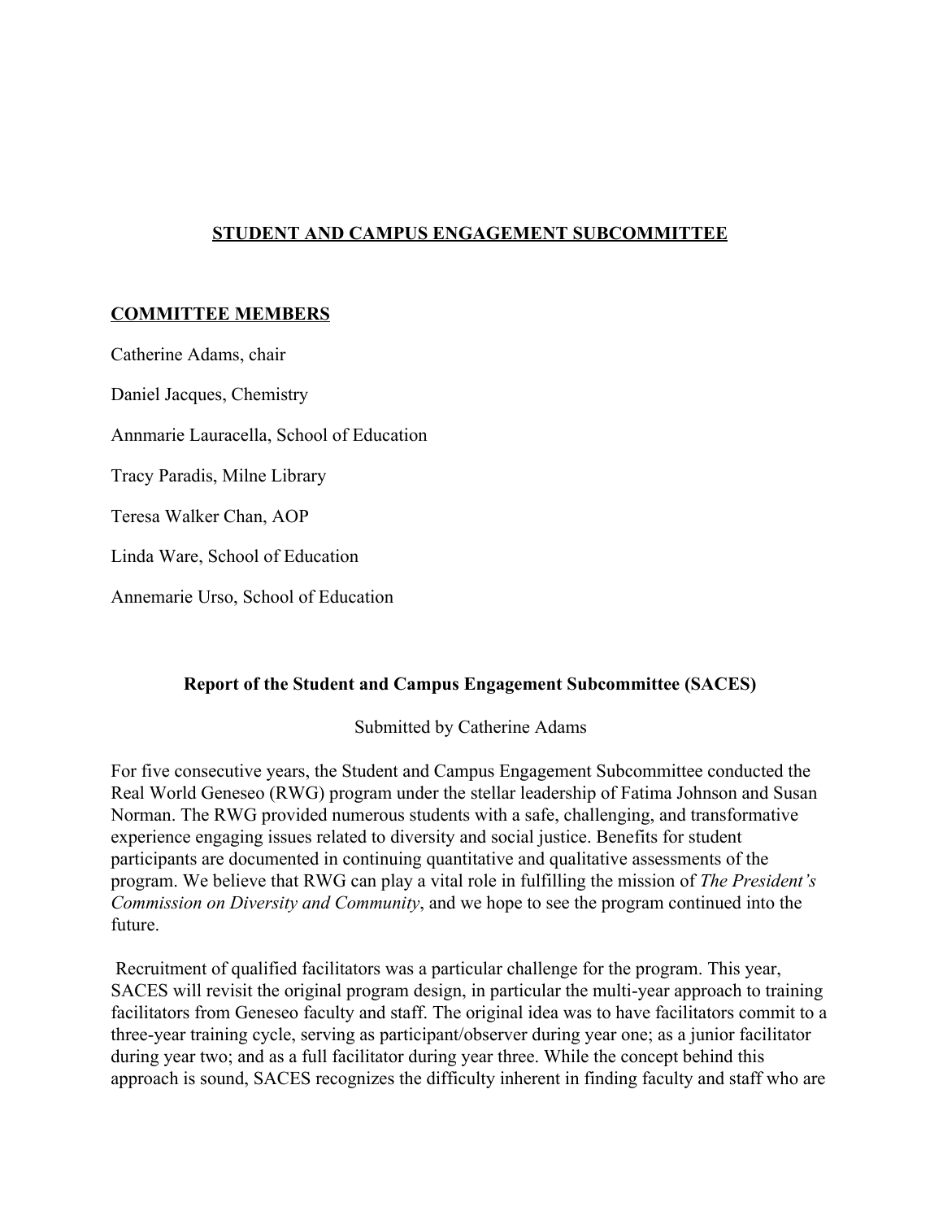## STUDENT AND CAMPUS ENGAGEMENT SUBCOMMITTEE

### COMMITTEE MEMBERS

Catherine Adams, chair

Daniel Jacques, Chemistry

Annmarie Lauracella, School of Education

Tracy Paradis, Milne Library

Teresa Walker Chan, AOP

Linda Ware, School of Education

Annemarie Urso, School of Education

### Report of the Student and Campus Engagement Subcommittee (SACES)

Submitted by Catherine Adams

For five consecutive years, the Student and Campus Engagement Subcommittee conducted the Real World Geneseo (RWG) program under the stellar leadership of Fatima Johnson and Susan Norman. The RWG provided numerous students with a safe, challenging, and transformative experience engaging issues related to diversity and social justice. Benefits for student participants are documented in continuing quantitative and qualitative assessments of the program. We believe that RWG can play a vital role in fulfilling the mission of *The President's Commission on Diversity and Community*, and we hope to see the program continued into the future.

Recruitment of qualified facilitators was a particular challenge for the program. This year, SACES will revisit the original program design, in particular the multi-year approach to training facilitators from Geneseo faculty and staff. The original idea was to have facilitators commit to a three-year training cycle, serving as participant/observer during year one; as a junior facilitator during year two; and as a full facilitator during year three. While the concept behind this approach is sound, SACES recognizes the difficulty inherent in finding faculty and staff who are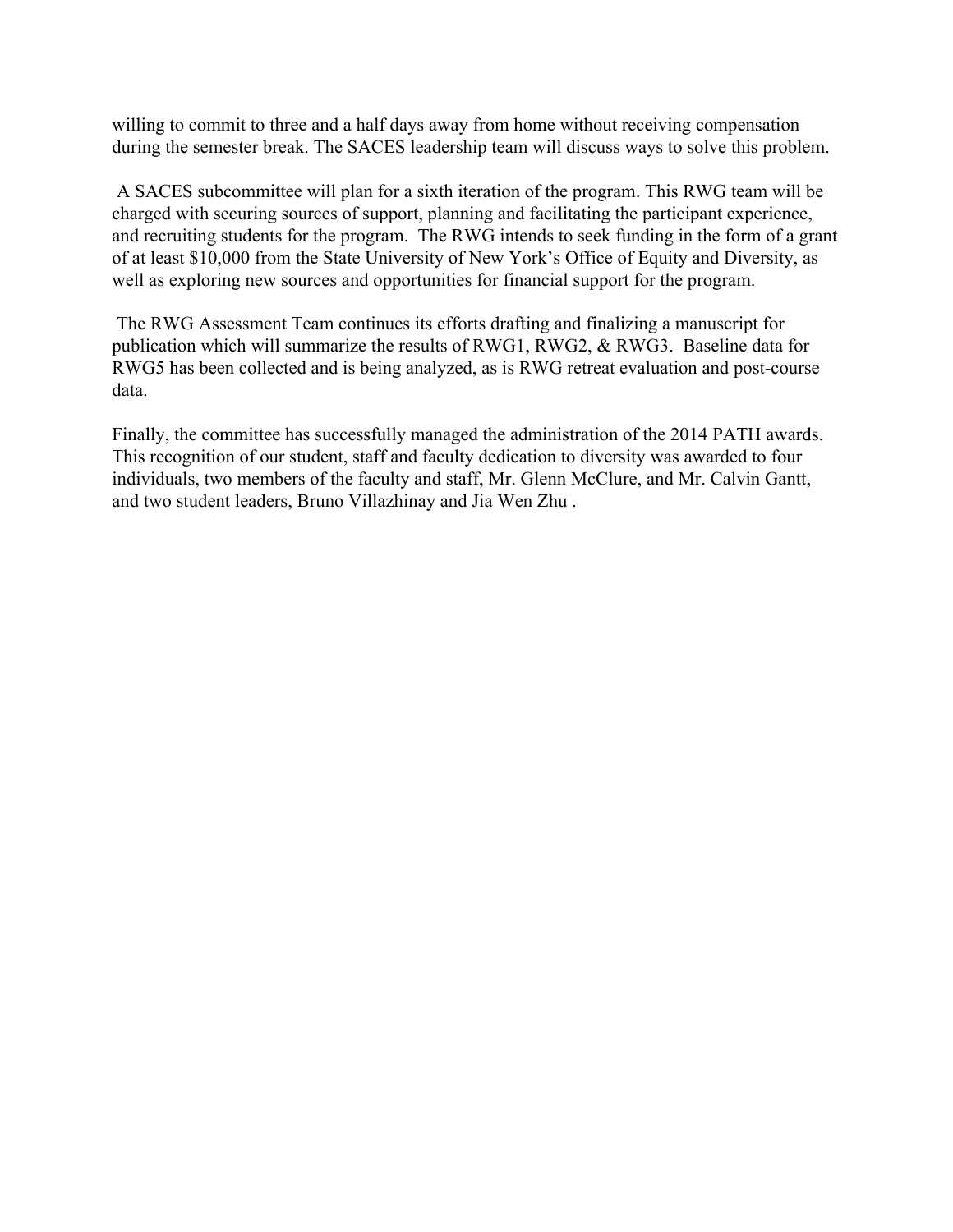willing to commit to three and a half days away from home without receiving compensation during the semester break. The SACES leadership team will discuss ways to solve this problem.

A SACES subcommittee will plan for a sixth iteration of the program. This RWG team will be charged with securing sources of support, planning and facilitating the participant experience, and recruiting students for the program. The RWG intends to seek funding in the form of a grant of at least $10,000 from the State University of New York's Office of Equity and Diversity, as well as exploring new sources and opportunities for financial support for the program.

The RWG Assessment Team continues its efforts drafting and finalizing a manuscript for publication which will summarize the results of RWG1, RWG2, & RWG3. Baseline data for RWG5 has been collected and is being analyzed, as is RWG retreat evaluation and post-course data.

Finally, the committee has successfully managed the administration of the 2014 PATH awards. This recognition of our student, staff and faculty dedication to diversity was awarded to four individuals, two members of the faculty and staff, Mr. Glenn McClure, and Mr. Calvin Gantt, and two student leaders, Bruno Villazhinay and Jia Wen Zhu .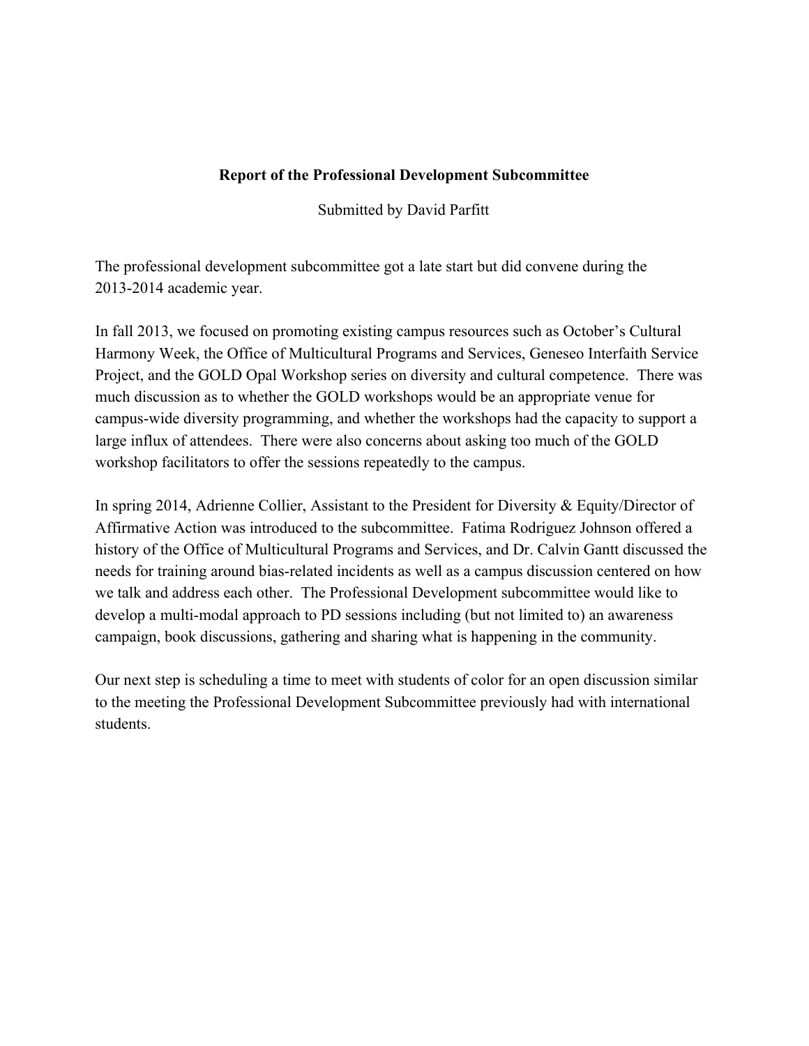**Report of the Professional Development Subcommittee**

Submitted by David Parfitt

The professional development subcommittee got a late start but did convene during the 2013-2014 academic year.

In fall 2013, we focused on promoting existing campus resources such as October's Cultural Harmony Week, the Office of Multicultural Programs and Services, Geneseo Interfaith Service Project, and the GOLD Opal Workshop series on diversity and cultural competence. There was much discussion as to whether the GOLD workshops would be an appropriate venue for campus-wide diversity programming, and whether the workshops had the capacity to support a large influx of attendees. There were also concerns about asking too much of the GOLD workshop facilitators to offer the sessions repeatedly to the campus.

In spring 2014, Adrienne Collier, Assistant to the President for Diversity & Equity/Director of Affirmative Action was introduced to the subcommittee. Fatima Rodriguez Johnson offered a history of the Office of Multicultural Programs and Services, and Dr. Calvin Gantt discussed the needs for training around bias-related incidents as well as a campus discussion centered on how we talk and address each other. The Professional Development subcommittee would like to develop a multi-modal approach to PD sessions including (but not limited to) an awareness campaign, book discussions, gathering and sharing what is happening in the community.

Our next step is scheduling a time to meet with students of color for an open discussion similar to the meeting the Professional Development Subcommittee previously had with international students.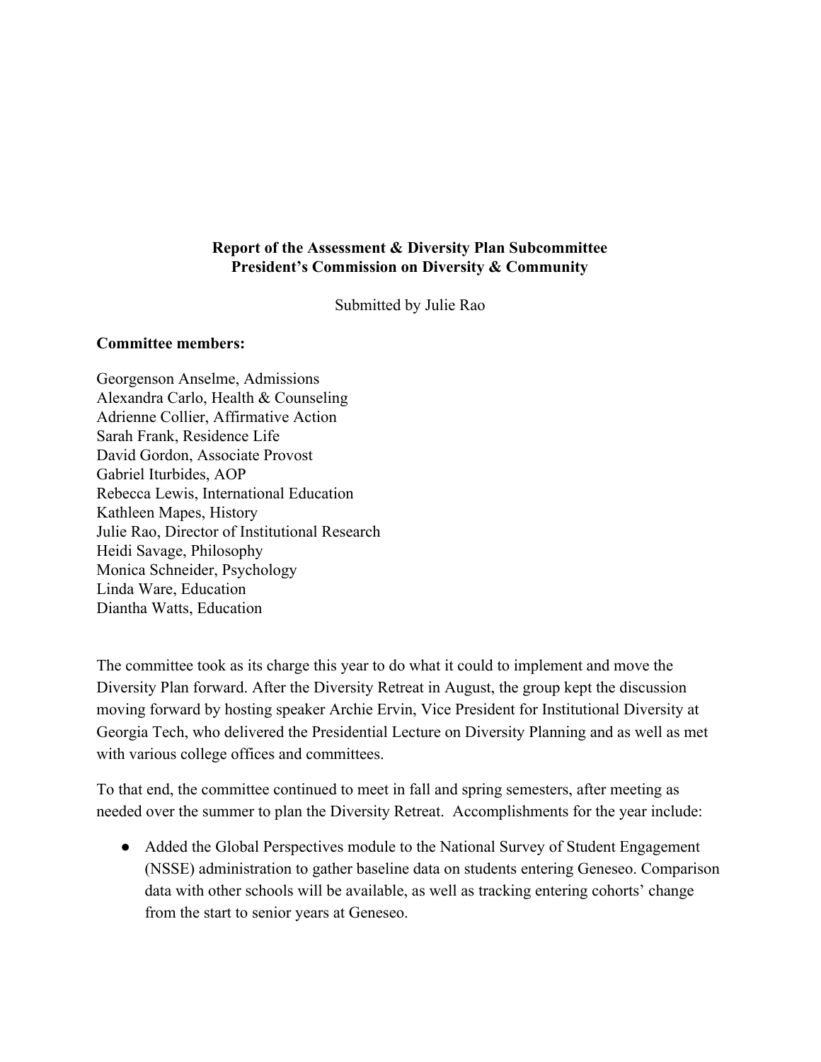**Report of the Assessment & Diversity Plan Subcommittee**
**President's Commission on Diversity & Community**

Submitted by Julie Rao

**Committee members:**

Georgenson Anselme, Admissions
Alexandra Carlo, Health & Counseling
Adrienne Collier, Affirmative Action
Sarah Frank, Residence Life
David Gordon, Associate Provost
Gabriel Iturbides, AOP
Rebecca Lewis, International Education
Kathleen Mapes, History
Julie Rao, Director of Institutional Research
Heidi Savage, Philosophy
Monica Schneider, Psychology
Linda Ware, Education
Diantha Watts, Education

The committee took as its charge this year to do what it could to implement and move the Diversity Plan forward. After the Diversity Retreat in August, the group kept the discussion moving forward by hosting speaker Archie Ervin, Vice President for Institutional Diversity at Georgia Tech, who delivered the Presidential Lecture on Diversity Planning and as well as met with various college offices and committees.

To that end, the committee continued to meet in fall and spring semesters, after meeting as needed over the summer to plan the Diversity Retreat. Accomplishments for the year include:

- Added the Global Perspectives module to the National Survey of Student Engagement (NSSE) administration to gather baseline data on students entering Geneseo. Comparison data with other schools will be available, as well as tracking entering cohorts' change from the start to senior years at Geneseo.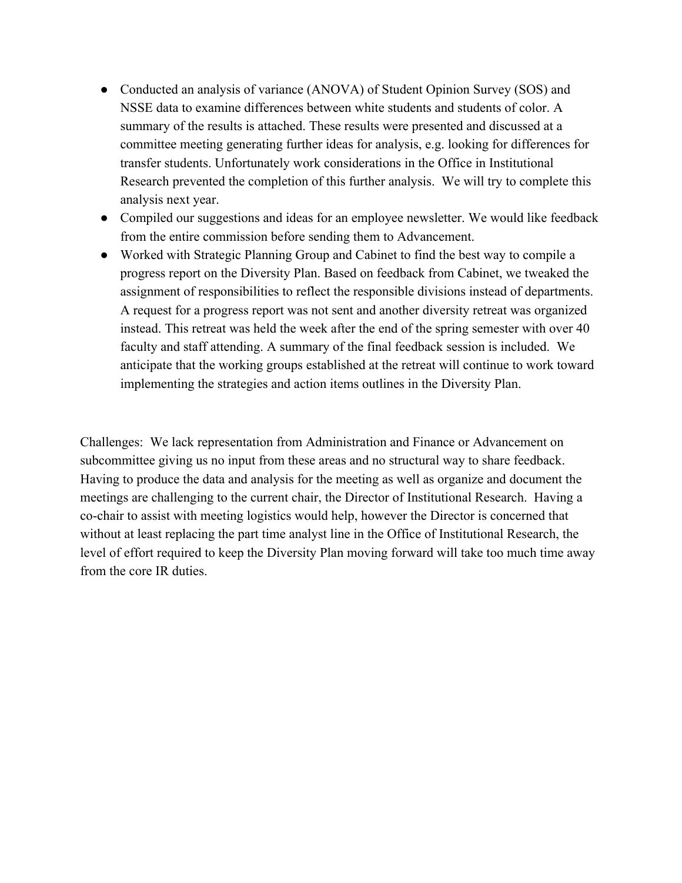- Conducted an analysis of variance (ANOVA) of Student Opinion Survey (SOS) and NSSE data to examine differences between white students and students of color. A summary of the results is attached. These results were presented and discussed at a committee meeting generating further ideas for analysis, e.g. looking for differences for transfer students. Unfortunately work considerations in the Office in Institutional Research prevented the completion of this further analysis. We will try to complete this analysis next year.
- Compiled our suggestions and ideas for an employee newsletter. We would like feedback from the entire commission before sending them to Advancement.
- Worked with Strategic Planning Group and Cabinet to find the best way to compile a progress report on the Diversity Plan. Based on feedback from Cabinet, we tweaked the assignment of responsibilities to reflect the responsible divisions instead of departments. A request for a progress report was not sent and another diversity retreat was organized instead. This retreat was held the week after the end of the spring semester with over 40 faculty and staff attending. A summary of the final feedback session is included. We anticipate that the working groups established at the retreat will continue to work toward implementing the strategies and action items outlines in the Diversity Plan.

Challenges: We lack representation from Administration and Finance or Advancement on subcommittee giving us no input from these areas and no structural way to share feedback. Having to produce the data and analysis for the meeting as well as organize and document the meetings are challenging to the current chair, the Director of Institutional Research. Having a co-chair to assist with meeting logistics would help, however the Director is concerned that without at least replacing the part time analyst line in the Office of Institutional Research, the level of effort required to keep the Diversity Plan moving forward will take too much time away from the core IR duties.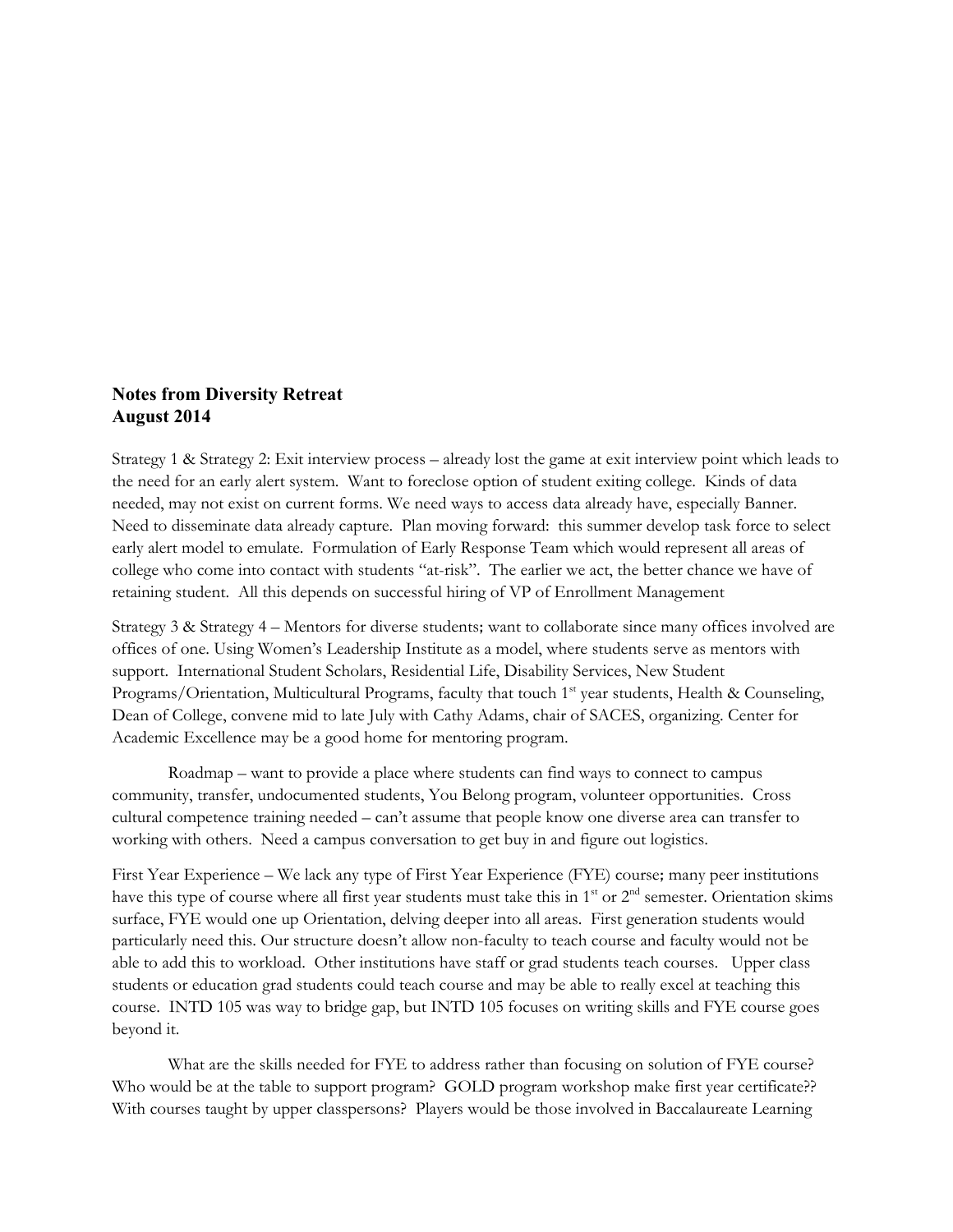**Notes from Diversity Retreat**
**August 2014**

Strategy 1 & Strategy 2: Exit interview process – already lost the game at exit interview point which leads to the need for an early alert system. Want to foreclose option of student exiting college. Kinds of data needed, may not exist on current forms. We need ways to access data already have, especially Banner. Need to disseminate data already capture. Plan moving forward: this summer develop task force to select early alert model to emulate. Formulation of Early Response Team which would represent all areas of college who come into contact with students "at-risk". The earlier we act, the better chance we have of retaining student. All this depends on successful hiring of VP of Enrollment Management

Strategy 3 & Strategy 4 – Mentors for diverse students; want to collaborate since many offices involved are offices of one. Using Women's Leadership Institute as a model, where students serve as mentors with support. International Student Scholars, Residential Life, Disability Services, New Student Programs/Orientation, Multicultural Programs, faculty that touch 1st year students, Health & Counseling, Dean of College, convene mid to late July with Cathy Adams, chair of SACES, organizing. Center for Academic Excellence may be a good home for mentoring program.

Roadmap – want to provide a place where students can find ways to connect to campus community, transfer, undocumented students, You Belong program, volunteer opportunities. Cross cultural competence training needed – can't assume that people know one diverse area can transfer to working with others. Need a campus conversation to get buy in and figure out logistics.

First Year Experience – We lack any type of First Year Experience (FYE) course; many peer institutions have this type of course where all first year students must take this in 1st or 2nd semester. Orientation skims surface, FYE would one up Orientation, delving deeper into all areas. First generation students would particularly need this. Our structure doesn't allow non-faculty to teach course and faculty would not be able to add this to workload. Other institutions have staff or grad students teach courses. Upper class students or education grad students could teach course and may be able to really excel at teaching this course. INTD 105 was way to bridge gap, but INTD 105 focuses on writing skills and FYE course goes beyond it.

What are the skills needed for FYE to address rather than focusing on solution of FYE course? Who would be at the table to support program? GOLD program workshop make first year certificate?? With courses taught by upper classpersons? Players would be those involved in Baccalaureate Learning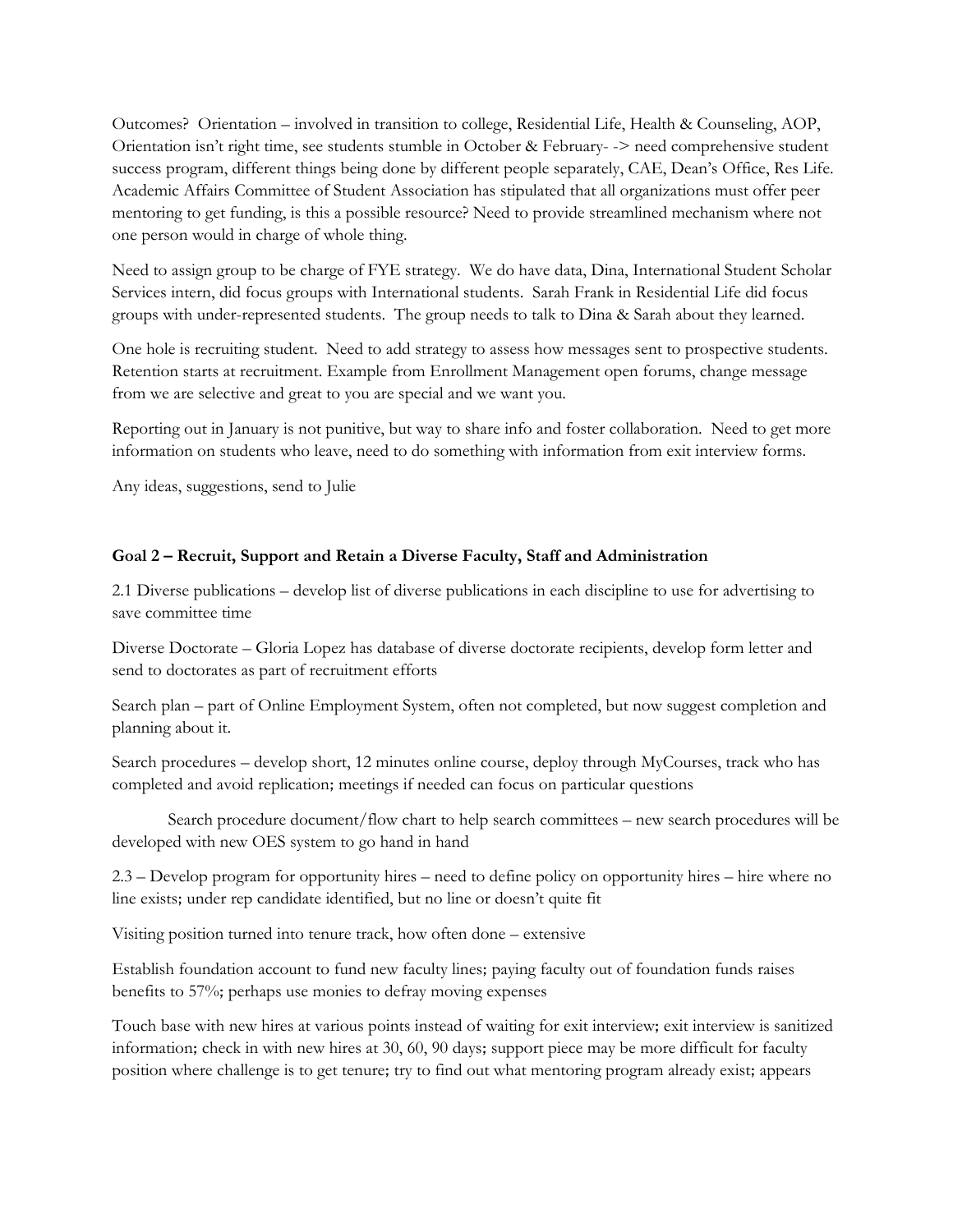Outcomes? Orientation – involved in transition to college, Residential Life, Health & Counseling, AOP, Orientation isn't right time, see students stumble in October & February- -> need comprehensive student success program, different things being done by different people separately, CAE, Dean's Office, Res Life. Academic Affairs Committee of Student Association has stipulated that all organizations must offer peer mentoring to get funding, is this a possible resource? Need to provide streamlined mechanism where not one person would in charge of whole thing.

Need to assign group to be charge of FYE strategy. We do have data, Dina, International Student Scholar Services intern, did focus groups with International students. Sarah Frank in Residential Life did focus groups with under-represented students. The group needs to talk to Dina & Sarah about they learned.

One hole is recruiting student. Need to add strategy to assess how messages sent to prospective students. Retention starts at recruitment. Example from Enrollment Management open forums, change message from we are selective and great to you are special and we want you.

Reporting out in January is not punitive, but way to share info and foster collaboration. Need to get more information on students who leave, need to do something with information from exit interview forms.

Any ideas, suggestions, send to Julie

**Goal 2 – Recruit, Support and Retain a Diverse Faculty, Staff and Administration**

2.1 Diverse publications – develop list of diverse publications in each discipline to use for advertising to save committee time

Diverse Doctorate – Gloria Lopez has database of diverse doctorate recipients, develop form letter and send to doctorates as part of recruitment efforts

Search plan – part of Online Employment System, often not completed, but now suggest completion and planning about it.

Search procedures – develop short, 12 minutes online course, deploy through MyCourses, track who has completed and avoid replication; meetings if needed can focus on particular questions

Search procedure document/flow chart to help search committees – new search procedures will be developed with new OES system to go hand in hand

2.3 – Develop program for opportunity hires – need to define policy on opportunity hires – hire where no line exists; under rep candidate identified, but no line or doesn't quite fit

Visiting position turned into tenure track, how often done – extensive

Establish foundation account to fund new faculty lines; paying faculty out of foundation funds raises benefits to 57%; perhaps use monies to defray moving expenses

Touch base with new hires at various points instead of waiting for exit interview; exit interview is sanitized information; check in with new hires at 30, 60, 90 days; support piece may be more difficult for faculty position where challenge is to get tenure; try to find out what mentoring program already exist; appears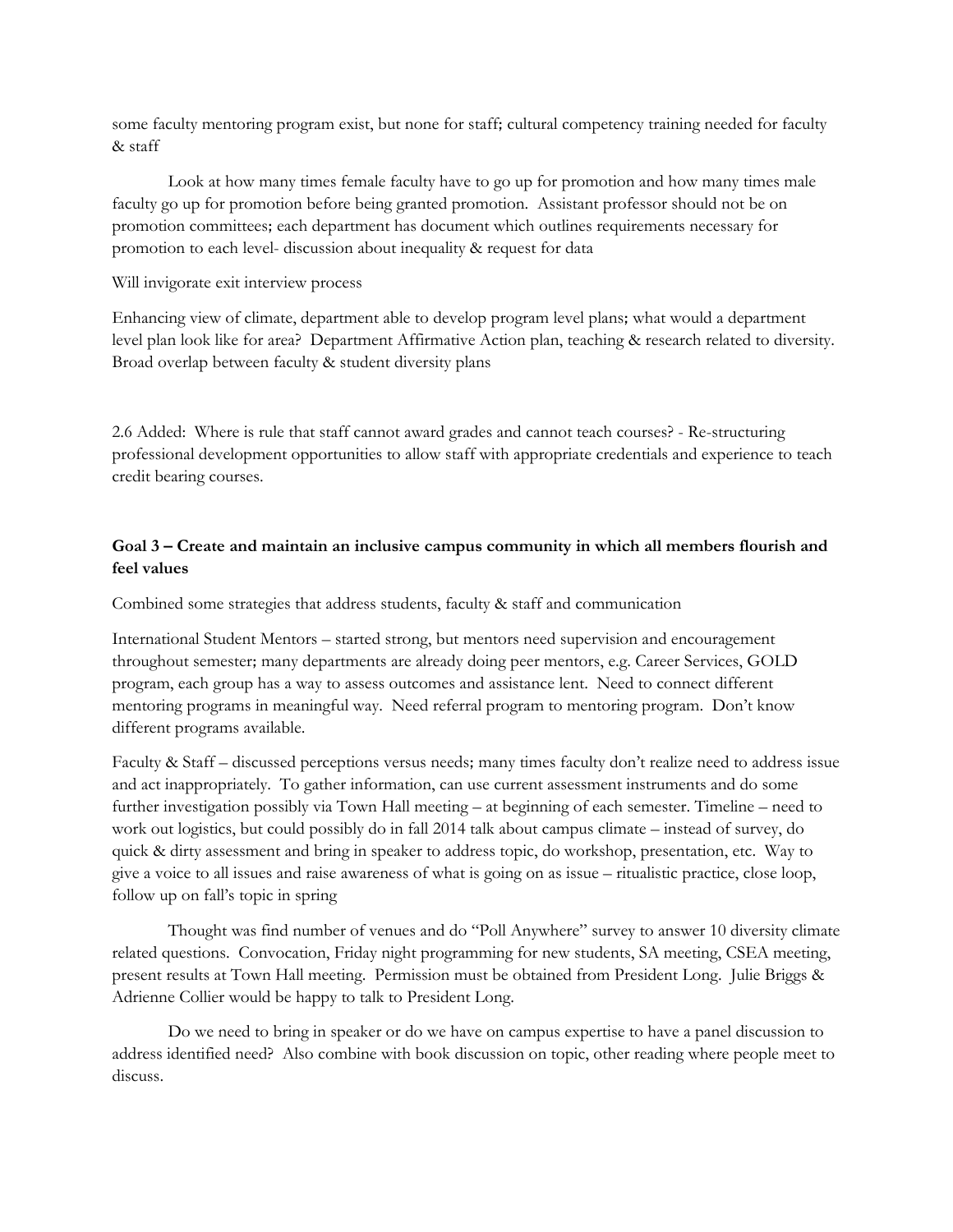some faculty mentoring program exist, but none for staff; cultural competency training needed for faculty & staff

Look at how many times female faculty have to go up for promotion and how many times male faculty go up for promotion before being granted promotion. Assistant professor should not be on promotion committees; each department has document which outlines requirements necessary for promotion to each level- discussion about inequality & request for data

Will invigorate exit interview process

Enhancing view of climate, department able to develop program level plans; what would a department level plan look like for area? Department Affirmative Action plan, teaching & research related to diversity. Broad overlap between faculty & student diversity plans

2.6 Added: Where is rule that staff cannot award grades and cannot teach courses? - Re-structuring professional development opportunities to allow staff with appropriate credentials and experience to teach credit bearing courses.

**Goal 3 – Create and maintain an inclusive campus community in which all members flourish and feel values**

Combined some strategies that address students, faculty & staff and communication

International Student Mentors – started strong, but mentors need supervision and encouragement throughout semester; many departments are already doing peer mentors, e.g. Career Services, GOLD program, each group has a way to assess outcomes and assistance lent. Need to connect different mentoring programs in meaningful way. Need referral program to mentoring program. Don't know different programs available.

Faculty & Staff – discussed perceptions versus needs; many times faculty don't realize need to address issue and act inappropriately. To gather information, can use current assessment instruments and do some further investigation possibly via Town Hall meeting – at beginning of each semester. Timeline – need to work out logistics, but could possibly do in fall 2014 talk about campus climate – instead of survey, do quick & dirty assessment and bring in speaker to address topic, do workshop, presentation, etc. Way to give a voice to all issues and raise awareness of what is going on as issue – ritualistic practice, close loop, follow up on fall's topic in spring

Thought was find number of venues and do "Poll Anywhere" survey to answer 10 diversity climate related questions. Convocation, Friday night programming for new students, SA meeting, CSEA meeting, present results at Town Hall meeting. Permission must be obtained from President Long. Julie Briggs & Adrienne Collier would be happy to talk to President Long.

Do we need to bring in speaker or do we have on campus expertise to have a panel discussion to address identified need? Also combine with book discussion on topic, other reading where people meet to discuss.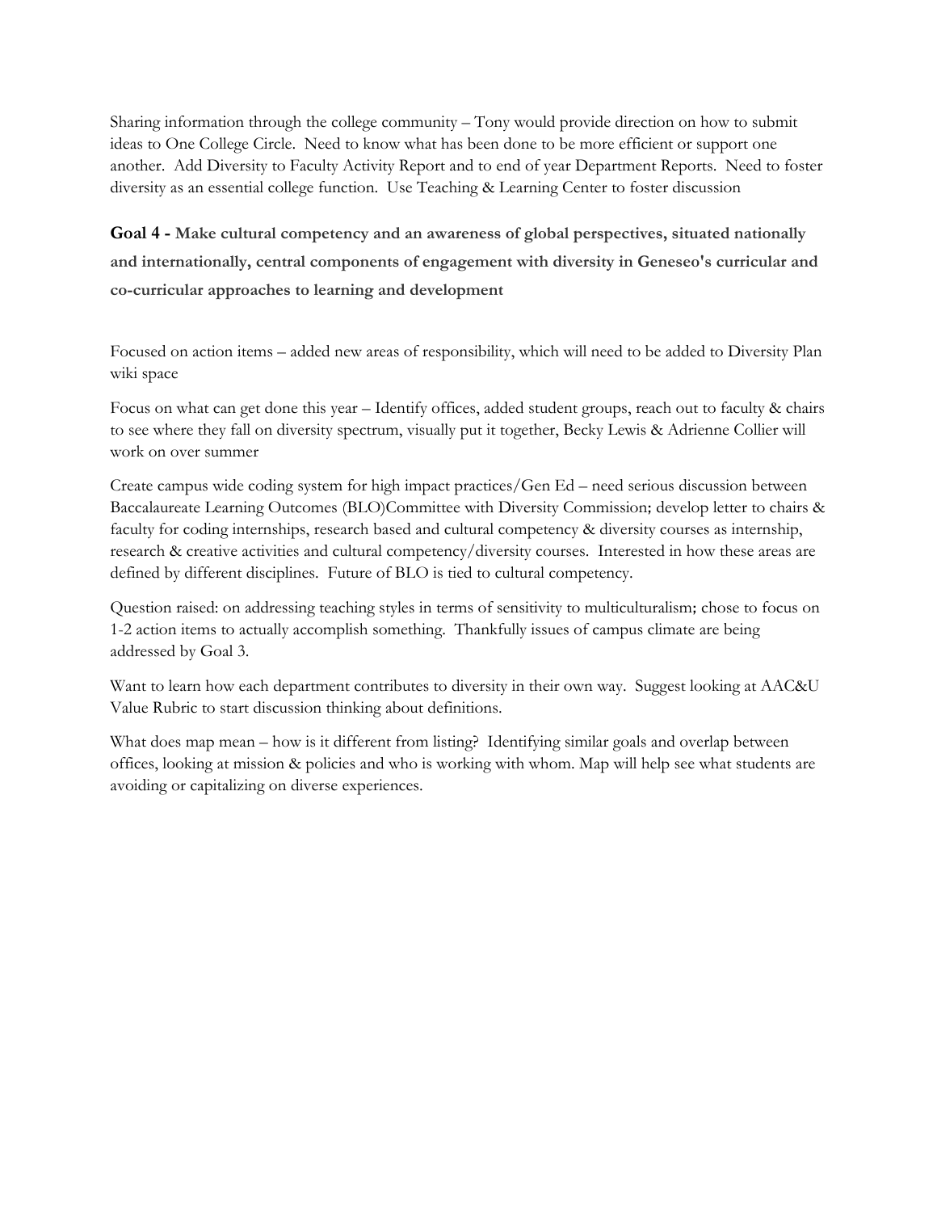Sharing information through the college community – Tony would provide direction on how to submit ideas to One College Circle. Need to know what has been done to be more efficient or support one another. Add Diversity to Faculty Activity Report and to end of year Department Reports. Need to foster diversity as an essential college function. Use Teaching & Learning Center to foster discussion

**Goal 4 - Make cultural competency and an awareness of global perspectives, situated nationally and internationally, central components of engagement with diversity in Geneseo's curricular and co-curricular approaches to learning and development**

Focused on action items – added new areas of responsibility, which will need to be added to Diversity Plan wiki space

Focus on what can get done this year – Identify offices, added student groups, reach out to faculty & chairs to see where they fall on diversity spectrum, visually put it together, Becky Lewis & Adrienne Collier will work on over summer

Create campus wide coding system for high impact practices/Gen Ed – need serious discussion between Baccalaureate Learning Outcomes (BLO)Committee with Diversity Commission; develop letter to chairs & faculty for coding internships, research based and cultural competency & diversity courses as internship, research & creative activities and cultural competency/diversity courses. Interested in how these areas are defined by different disciplines. Future of BLO is tied to cultural competency.

Question raised: on addressing teaching styles in terms of sensitivity to multiculturalism; chose to focus on 1-2 action items to actually accomplish something. Thankfully issues of campus climate are being addressed by Goal 3.

Want to learn how each department contributes to diversity in their own way. Suggest looking at AAC&U Value Rubric to start discussion thinking about definitions.

What does map mean – how is it different from listing? Identifying similar goals and overlap between offices, looking at mission & policies and who is working with whom. Map will help see what students are avoiding or capitalizing on diverse experiences.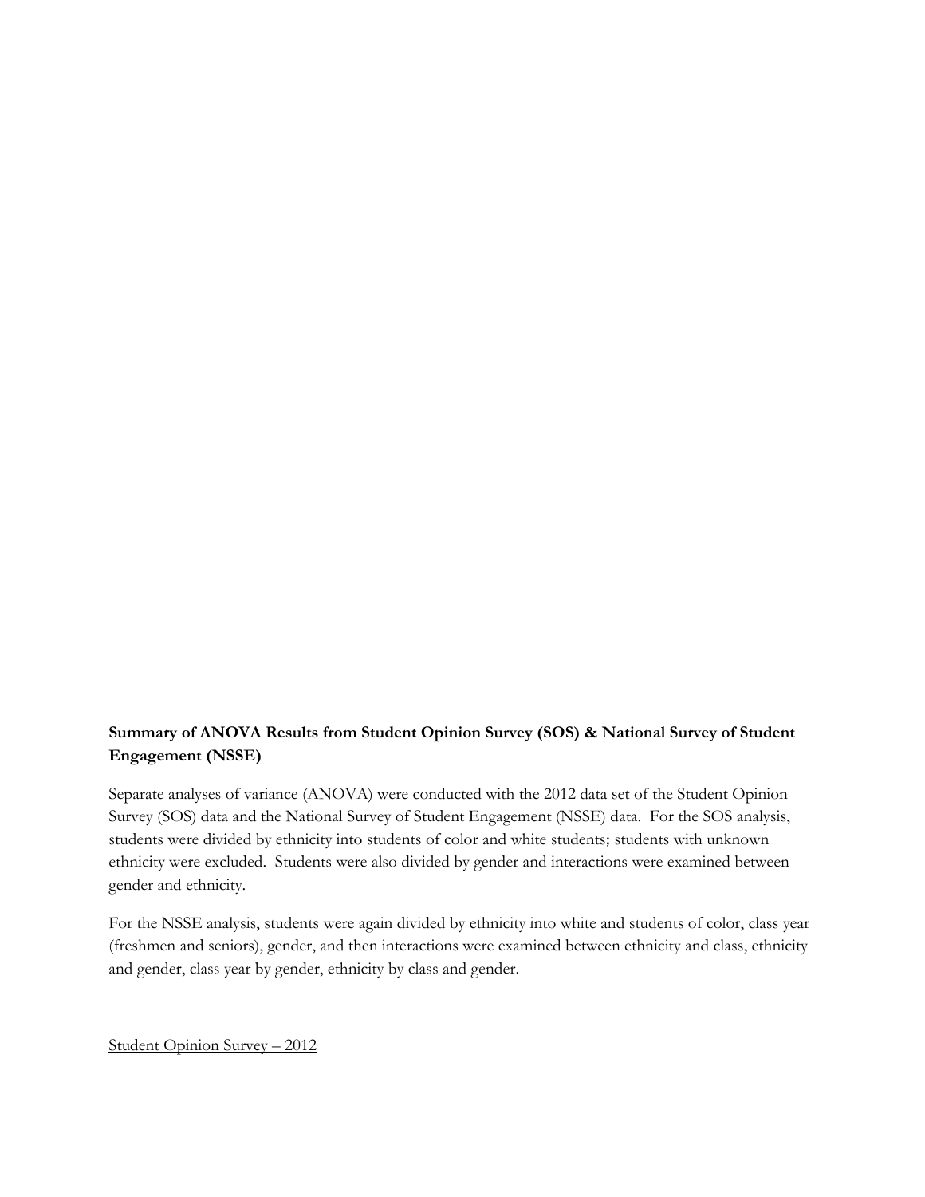**Summary of ANOVA Results from Student Opinion Survey (SOS) & National Survey of Student Engagement (NSSE)**

Separate analyses of variance (ANOVA) were conducted with the 2012 data set of the Student Opinion Survey (SOS) data and the National Survey of Student Engagement (NSSE) data. For the SOS analysis, students were divided by ethnicity into students of color and white students; students with unknown ethnicity were excluded. Students were also divided by gender and interactions were examined between gender and ethnicity.

For the NSSE analysis, students were again divided by ethnicity into white and students of color, class year (freshmen and seniors), gender, and then interactions were examined between ethnicity and class, ethnicity and gender, class year by gender, ethnicity by class and gender.

<u>Student Opinion Survey – 2012</u>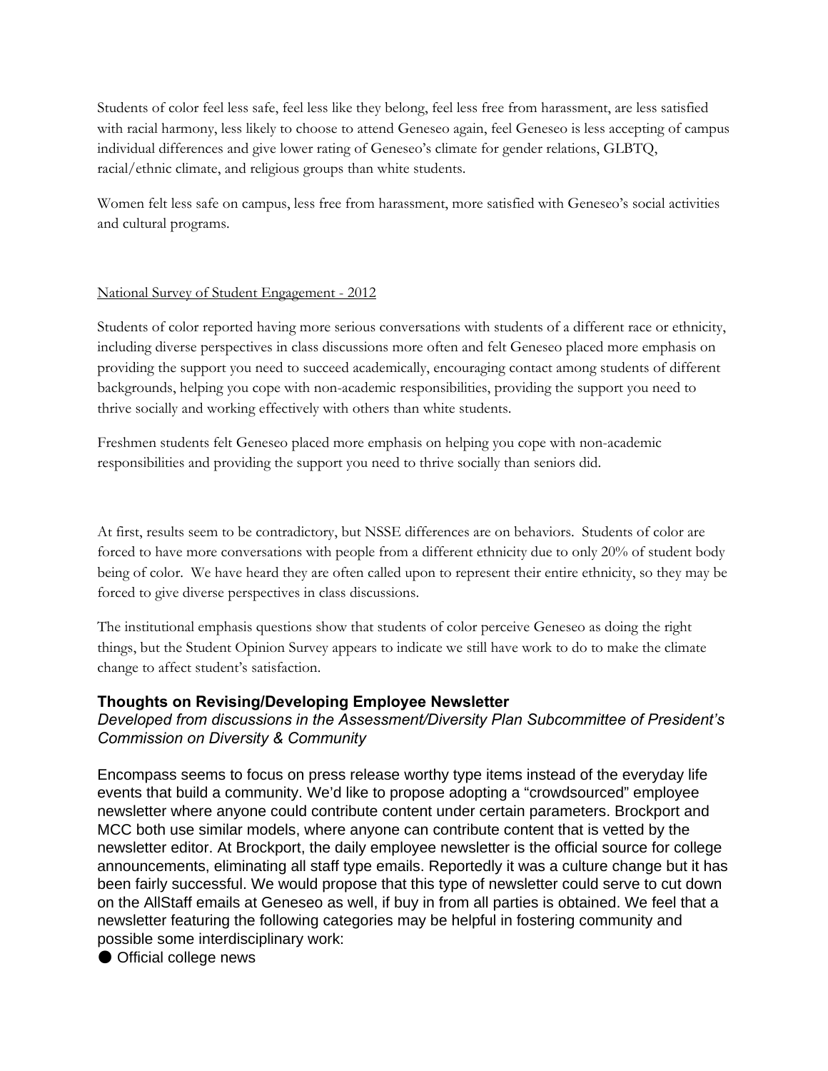Students of color feel less safe, feel less like they belong, feel less free from harassment, are less satisfied with racial harmony, less likely to choose to attend Geneseo again, feel Geneseo is less accepting of campus individual differences and give lower rating of Geneseo's climate for gender relations, GLBTQ, racial/ethnic climate, and religious groups than white students.

Women felt less safe on campus, less free from harassment, more satisfied with Geneseo's social activities and cultural programs.

<u>National Survey of Student Engagement - 2012</u>

Students of color reported having more serious conversations with students of a different race or ethnicity, including diverse perspectives in class discussions more often and felt Geneseo placed more emphasis on providing the support you need to succeed academically, encouraging contact among students of different backgrounds, helping you cope with non-academic responsibilities, providing the support you need to thrive socially and working effectively with others than white students.

Freshmen students felt Geneseo placed more emphasis on helping you cope with non-academic responsibilities and providing the support you need to thrive socially than seniors did.

At first, results seem to be contradictory, but NSSE differences are on behaviors. Students of color are forced to have more conversations with people from a different ethnicity due to only 20% of student body being of color. We have heard they are often called upon to represent their entire ethnicity, so they may be forced to give diverse perspectives in class discussions.

The institutional emphasis questions show that students of color perceive Geneseo as doing the right things, but the Student Opinion Survey appears to indicate we still have work to do to make the climate change to affect student's satisfaction.

### Thoughts on Revising/Developing Employee Newsletter

*Developed from discussions in the Assessment/Diversity Plan Subcommittee of President's Commission on Diversity & Community*

Encompass seems to focus on press release worthy type items instead of the everyday life events that build a community. We'd like to propose adopting a "crowdsourced" employee newsletter where anyone could contribute content under certain parameters. Brockport and MCC both use similar models, where anyone can contribute content that is vetted by the newsletter editor. At Brockport, the daily employee newsletter is the official source for college announcements, eliminating all staff type emails. Reportedly it was a culture change but it has been fairly successful. We would propose that this type of newsletter could serve to cut down on the AllStaff emails at Geneseo as well, if buy in from all parties is obtained. We feel that a newsletter featuring the following categories may be helpful in fostering community and possible some interdisciplinary work:

- Official college news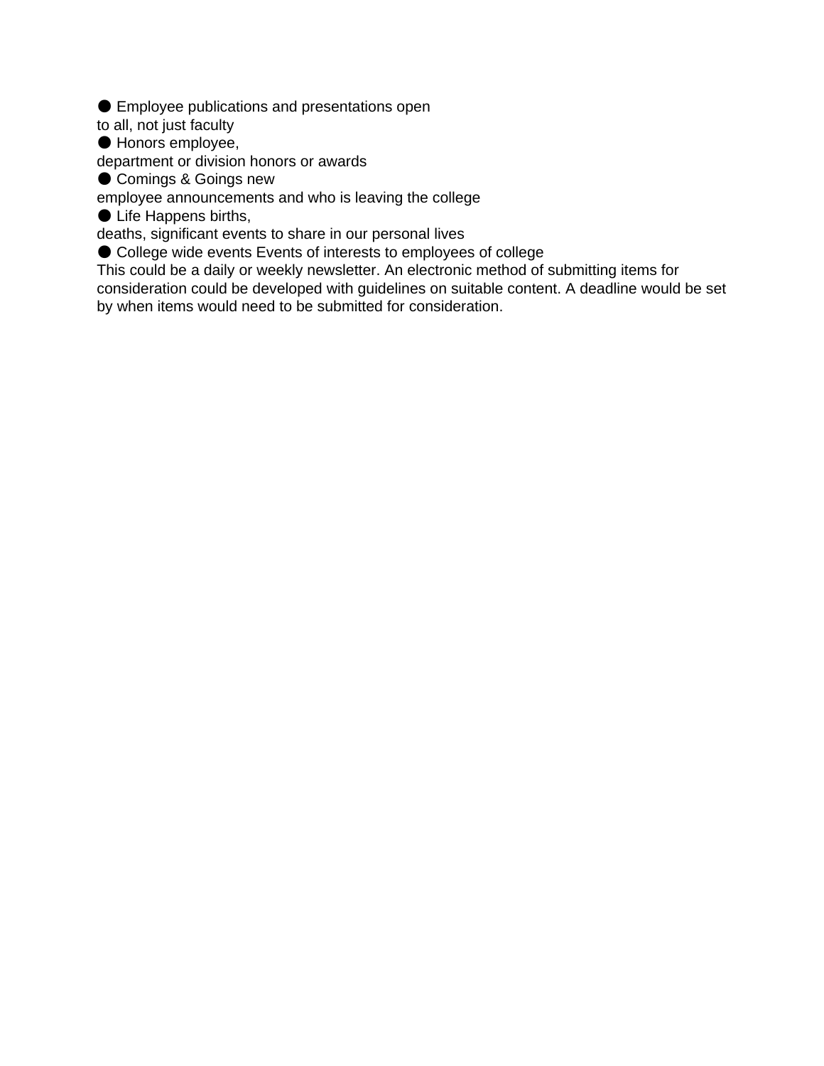- Employee publications and presentations open to all, not just faculty
- Honors employee, department or division honors or awards
- Comings & Goings new employee announcements and who is leaving the college
- Life Happens births, deaths, significant events to share in our personal lives
- College wide events Events of interests to employees of college

This could be a daily or weekly newsletter. An electronic method of submitting items for consideration could be developed with guidelines on suitable content. A deadline would be set by when items would need to be submitted for consideration.